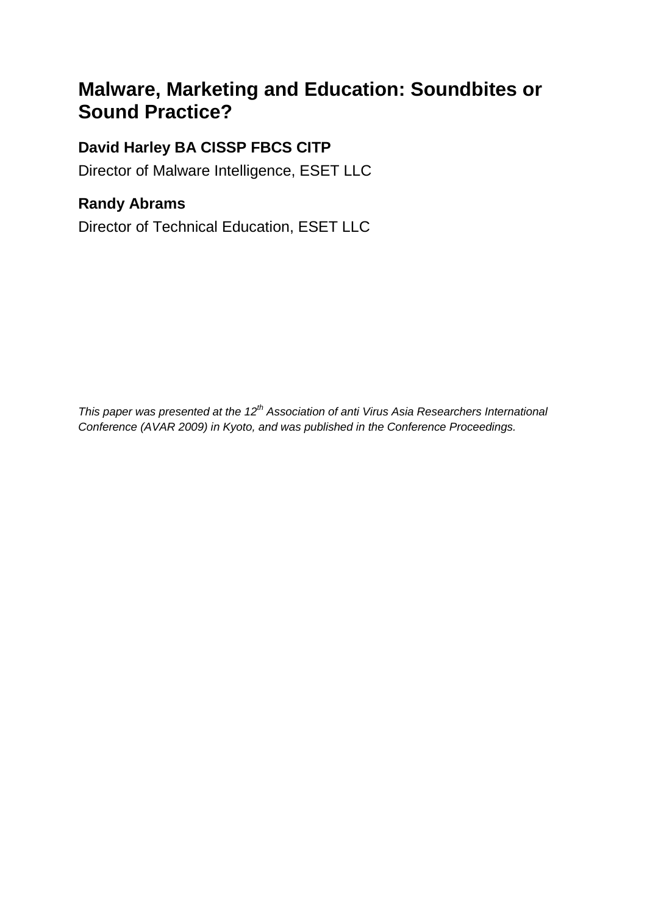# Malware, Marketing and Education: Soundbites or Sound Practice?

**David Harley BA CISSP FBCS CITP**

Director of Malware Intelligence, ESET LLC

**Randy Abrams**

Director of Technical Education, ESET LLC

*This paper was presented at the 12th Association of anti Virus Asia Researchers International Conference (AVAR 2009) in Kyoto, and was published in the Conference Proceedings.*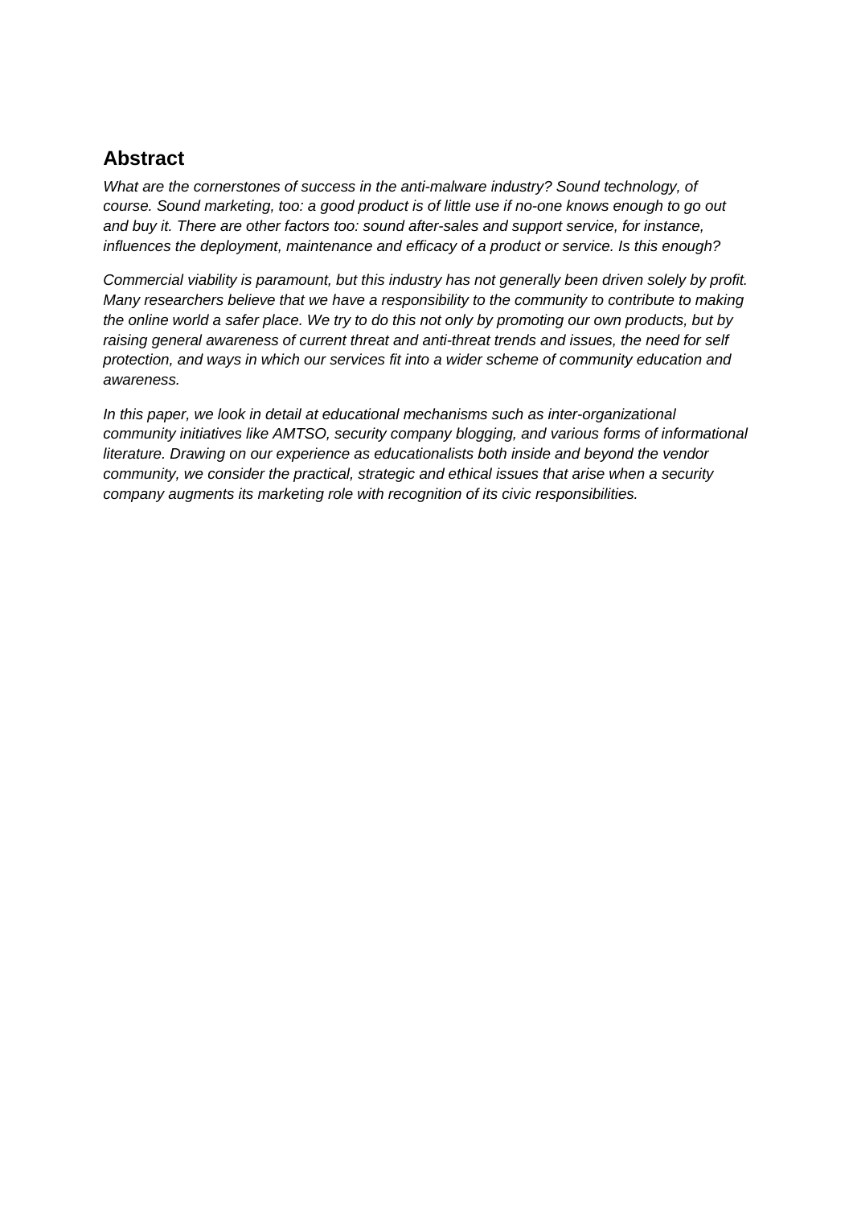## Abstract

*What are the cornerstones of success in the anti-malware industry? Sound technology, of course. Sound marketing, too: a good product is of little use if no-one knows enough to go out and buy it. There are other factors too: sound after-sales and support service, for instance, influences the deployment, maintenance and efficacy of a product or service. Is this enough?*

*Commercial viability is paramount, but this industry has not generally been driven solely by profit. Many researchers believe that we have a responsibility to the community to contribute to making the online world a safer place. We try to do this not only by promoting our own products, but by raising general awareness of current threat and anti-threat trends and issues, the need for self protection, and ways in which our services fit into a wider scheme of community education and awareness.*

*In this paper, we look in detail at educational mechanisms such as inter-organizational community initiatives like AMTSO, security company blogging, and various forms of informational literature. Drawing on our experience as educationalists both inside and beyond the vendor community, we consider the practical, strategic and ethical issues that arise when a security company augments its marketing role with recognition of its civic responsibilities.*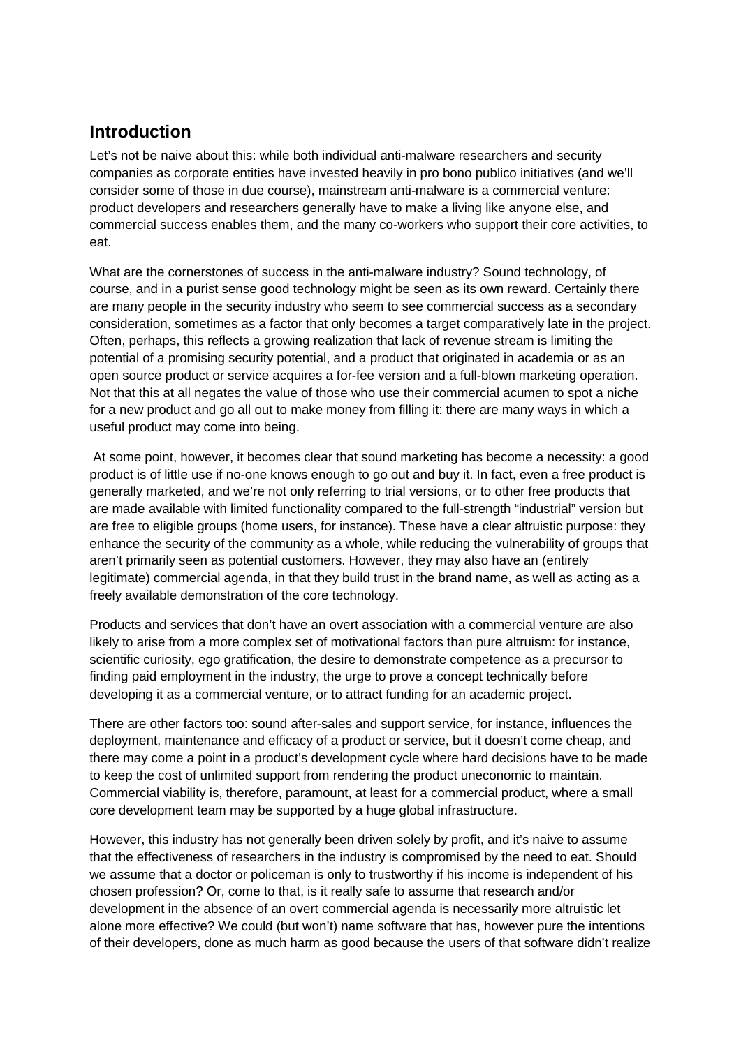## Introduction

Let's not be naive about this: while both individual anti-malware researchers and security companies as corporate entities have invested heavily in pro bono publico initiatives (and we'll consider some of those in due course), mainstream anti-malware is a commercial venture: product developers and researchers generally have to make a living like anyone else, and commercial success enables them, and the many co-workers who support their core activities, to eat.

What are the cornerstones of success in the anti-malware industry? Sound technology, of course, and in a purist sense good technology might be seen as its own reward. Certainly there are many people in the security industry who seem to see commercial success as a secondary consideration, sometimes as a factor that only becomes a target comparatively late in the project. Often, perhaps, this reflects a growing realization that lack of revenue stream is limiting the potential of a promising security potential, and a product that originated in academia or as an open source product or service acquires a for-fee version and a full-blown marketing operation. Not that this at all negates the value of those who use their commercial acumen to spot a niche for a new product and go all out to make money from filling it: there are many ways in which a useful product may come into being.

At some point, however, it becomes clear that sound marketing has become a necessity: a good product is of little use if no-one knows enough to go out and buy it. In fact, even a free product is generally marketed, and we're not only referring to trial versions, or to other free products that are made available with limited functionality compared to the full-strength "industrial" version but are free to eligible groups (home users, for instance). These have a clear altruistic purpose: they enhance the security of the community as a whole, while reducing the vulnerability of groups that aren't primarily seen as potential customers. However, they may also have an (entirely legitimate) commercial agenda, in that they build trust in the brand name, as well as acting as a freely available demonstration of the core technology.

Products and services that don't have an overt association with a commercial venture are also likely to arise from a more complex set of motivational factors than pure altruism: for instance, scientific curiosity, ego gratification, the desire to demonstrate competence as a precursor to finding paid employment in the industry, the urge to prove a concept technically before developing it as a commercial venture, or to attract funding for an academic project.

There are other factors too: sound after-sales and support service, for instance, influences the deployment, maintenance and efficacy of a product or service, but it doesn't come cheap, and there may come a point in a product's development cycle where hard decisions have to be made to keep the cost of unlimited support from rendering the product uneconomic to maintain. Commercial viability is, therefore, paramount, at least for a commercial product, where a small core development team may be supported by a huge global infrastructure.

However, this industry has not generally been driven solely by profit, and it's naive to assume that the effectiveness of researchers in the industry is compromised by the need to eat. Should we assume that a doctor or policeman is only to trustworthy if his income is independent of his chosen profession? Or, come to that, is it really safe to assume that research and/or development in the absence of an overt commercial agenda is necessarily more altruistic let alone more effective? We could (but won't) name software that has, however pure the intentions of their developers, done as much harm as good because the users of that software didn't realize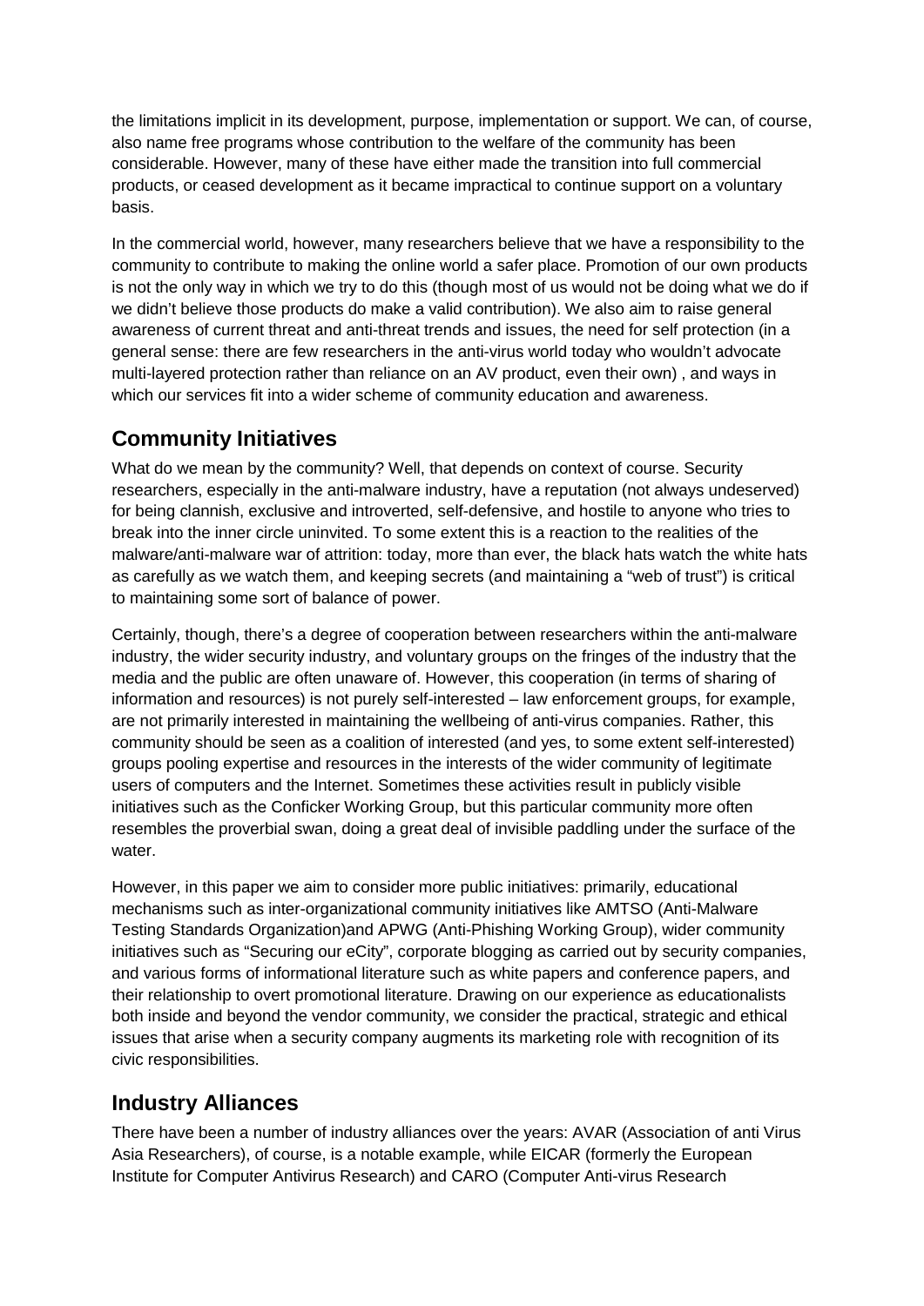the limitations implicit in its development, purpose, implementation or support. We can, of course, also name free programs whose contribution to the welfare of the community has been considerable. However, many of these have either made the transition into full commercial products, or ceased development as it became impractical to continue support on a voluntary basis.

In the commercial world, however, many researchers believe that we have a responsibility to the community to contribute to making the online world a safer place. Promotion of our own products is not the only way in which we try to do this (though most of us would not be doing what we do if we didn't believe those products do make a valid contribution). We also aim to raise general awareness of current threat and anti-threat trends and issues, the need for self protection (in a general sense: there are few researchers in the anti-virus world today who wouldn't advocate multi-layered protection rather than reliance on an AV product, even their own) , and ways in which our services fit into a wider scheme of community education and awareness.

## Community Initiatives

What do we mean by the community? Well, that depends on context of course. Security researchers, especially in the anti-malware industry, have a reputation (not always undeserved) for being clannish, exclusive and introverted, self-defensive, and hostile to anyone who tries to break into the inner circle uninvited. To some extent this is a reaction to the realities of the malware/anti-malware war of attrition: today, more than ever, the black hats watch the white hats as carefully as we watch them, and keeping secrets (and maintaining a "web of trust") is critical to maintaining some sort of balance of power.

Certainly, though, there's a degree of cooperation between researchers within the anti-malware industry, the wider security industry, and voluntary groups on the fringes of the industry that the media and the public are often unaware of. However, this cooperation (in terms of sharing of information and resources) is not purely self-interested – law enforcement groups, for example, are not primarily interested in maintaining the wellbeing of anti-virus companies. Rather, this community should be seen as a coalition of interested (and yes, to some extent self-interested) groups pooling expertise and resources in the interests of the wider community of legitimate users of computers and the Internet. Sometimes these activities result in publicly visible initiatives such as the Conficker Working Group, but this particular community more often resembles the proverbial swan, doing a great deal of invisible paddling under the surface of the water.

However, in this paper we aim to consider more public initiatives: primarily, educational mechanisms such as inter-organizational community initiatives like AMTSO (Anti-Malware Testing Standards Organization)and APWG (Anti-Phishing Working Group), wider community initiatives such as "Securing our eCity", corporate blogging as carried out by security companies, and various forms of informational literature such as white papers and conference papers, and their relationship to overt promotional literature. Drawing on our experience as educationalists both inside and beyond the vendor community, we consider the practical, strategic and ethical issues that arise when a security company augments its marketing role with recognition of its civic responsibilities.

## Industry Alliances

There have been a number of industry alliances over the years: AVAR (Association of anti Virus Asia Researchers), of course, is a notable example, while EICAR (formerly the European Institute for Computer Antivirus Research) and CARO (Computer Anti-virus Research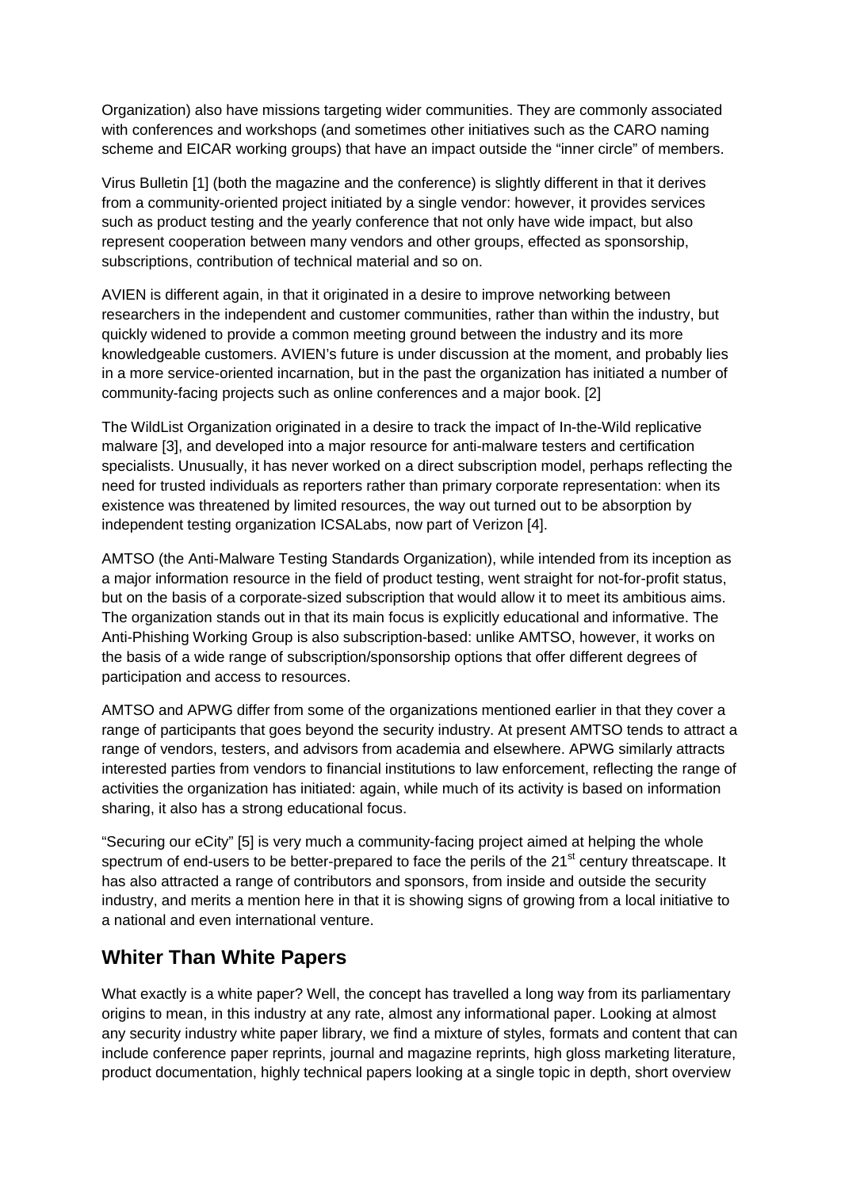Organization) also have missions targeting wider communities. They are commonly associated with conferences and workshops (and sometimes other initiatives such as the CARO naming scheme and EICAR working groups) that have an impact outside the "inner circle" of members.

Virus Bulletin [1] (both the magazine and the conference) is slightly different in that it derives from a community-oriented project initiated by a single vendor: however, it provides services such as product testing and the yearly conference that not only have wide impact, but also represent cooperation between many vendors and other groups, effected as sponsorship, subscriptions, contribution of technical material and so on.

AVIEN is different again, in that it originated in a desire to improve networking between researchers in the independent and customer communities, rather than within the industry, but quickly widened to provide a common meeting ground between the industry and its more knowledgeable customers. AVIEN's future is under discussion at the moment, and probably lies in a more service-oriented incarnation, but in the past the organization has initiated a number of community-facing projects such as online conferences and a major book. [2]

The WildList Organization originated in a desire to track the impact of In-the-Wild replicative malware [3], and developed into a major resource for anti-malware testers and certification specialists. Unusually, it has never worked on a direct subscription model, perhaps reflecting the need for trusted individuals as reporters rather than primary corporate representation: when its existence was threatened by limited resources, the way out turned out to be absorption by independent testing organization ICSALabs, now part of Verizon [4].

AMTSO (the Anti-Malware Testing Standards Organization), while intended from its inception as a major information resource in the field of product testing, went straight for not-for-profit status, but on the basis of a corporate-sized subscription that would allow it to meet its ambitious aims. The organization stands out in that its main focus is explicitly educational and informative. The Anti-Phishing Working Group is also subscription-based: unlike AMTSO, however, it works on the basis of a wide range of subscription/sponsorship options that offer different degrees of participation and access to resources.

AMTSO and APWG differ from some of the organizations mentioned earlier in that they cover a range of participants that goes beyond the security industry. At present AMTSO tends to attract a range of vendors, testers, and advisors from academia and elsewhere. APWG similarly attracts interested parties from vendors to financial institutions to law enforcement, reflecting the range of activities the organization has initiated: again, while much of its activity is based on information sharing, it also has a strong educational focus.

"Securing our eCity" [5] is very much a community-facing project aimed at helping the whole spectrum of end-users to be better-prepared to face the perils of the 21st century threatscape. It has also attracted a range of contributors and sponsors, from inside and outside the security industry, and merits a mention here in that it is showing signs of growing from a local initiative to a national and even international venture.

## Whiter Than White Papers

What exactly is a white paper? Well, the concept has travelled a long way from its parliamentary origins to mean, in this industry at any rate, almost any informational paper. Looking at almost any security industry white paper library, we find a mixture of styles, formats and content that can include conference paper reprints, journal and magazine reprints, high gloss marketing literature, product documentation, highly technical papers looking at a single topic in depth, short overview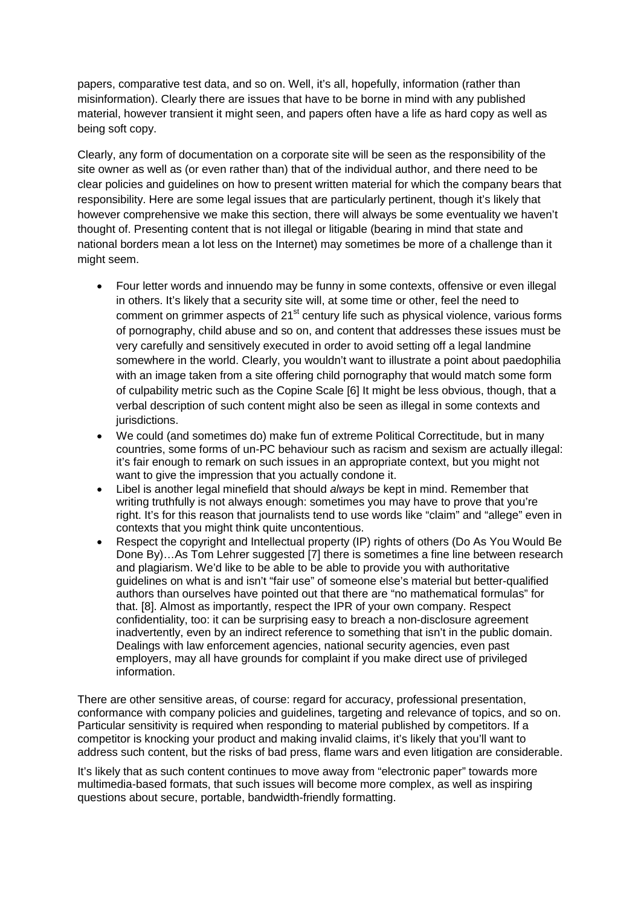papers, comparative test data, and so on. Well, it's all, hopefully, information (rather than misinformation). Clearly there are issues that have to be borne in mind with any published material, however transient it might seen, and papers often have a life as hard copy as well as being soft copy.

Clearly, any form of documentation on a corporate site will be seen as the responsibility of the site owner as well as (or even rather than) that of the individual author, and there need to be clear policies and guidelines on how to present written material for which the company bears that responsibility. Here are some legal issues that are particularly pertinent, though it's likely that however comprehensive we make this section, there will always be some eventuality we haven't thought of. Presenting content that is not illegal or litigable (bearing in mind that state and national borders mean a lot less on the Internet) may sometimes be more of a challenge than it might seem.

- Four letter words and innuendo may be funny in some contexts, offensive or even illegal in others. It's likely that a security site will, at some time or other, feel the need to comment on grimmer aspects of 21st century life such as physical violence, various forms of pornography, child abuse and so on, and content that addresses these issues must be very carefully and sensitively executed in order to avoid setting off a legal landmine somewhere in the world. Clearly, you wouldn't want to illustrate a point about paedophilia with an image taken from a site offering child pornography that would match some form of culpability metric such as the Copine Scale [6] It might be less obvious, though, that a verbal description of such content might also be seen as illegal in some contexts and jurisdictions.
- We could (and sometimes do) make fun of extreme Political Correctitude, but in many countries, some forms of un-PC behaviour such as racism and sexism are actually illegal: it's fair enough to remark on such issues in an appropriate context, but you might not want to give the impression that you actually condone it.
- Libel is another legal minefield that should *always* be kept in mind. Remember that writing truthfully is not always enough: sometimes you may have to prove that you're right. It's for this reason that journalists tend to use words like "claim" and "allege" even in contexts that you might think quite uncontentious.
- Respect the copyright and Intellectual property (IP) rights of others (Do As You Would Be Done By)…As Tom Lehrer suggested [7] there is sometimes a fine line between research and plagiarism. We'd like to be able to be able to provide you with authoritative guidelines on what is and isn't "fair use" of someone else's material but better-qualified authors than ourselves have pointed out that there are "no mathematical formulas" for that. [8]. Almost as importantly, respect the IPR of your own company. Respect confidentiality, too: it can be surprising easy to breach a non-disclosure agreement inadvertently, even by an indirect reference to something that isn't in the public domain. Dealings with law enforcement agencies, national security agencies, even past employers, may all have grounds for complaint if you make direct use of privileged information.

There are other sensitive areas, of course: regard for accuracy, professional presentation, conformance with company policies and guidelines, targeting and relevance of topics, and so on. Particular sensitivity is required when responding to material published by competitors. If a competitor is knocking your product and making invalid claims, it's likely that you'll want to address such content, but the risks of bad press, flame wars and even litigation are considerable.

It's likely that as such content continues to move away from "electronic paper" towards more multimedia-based formats, that such issues will become more complex, as well as inspiring questions about secure, portable, bandwidth-friendly formatting.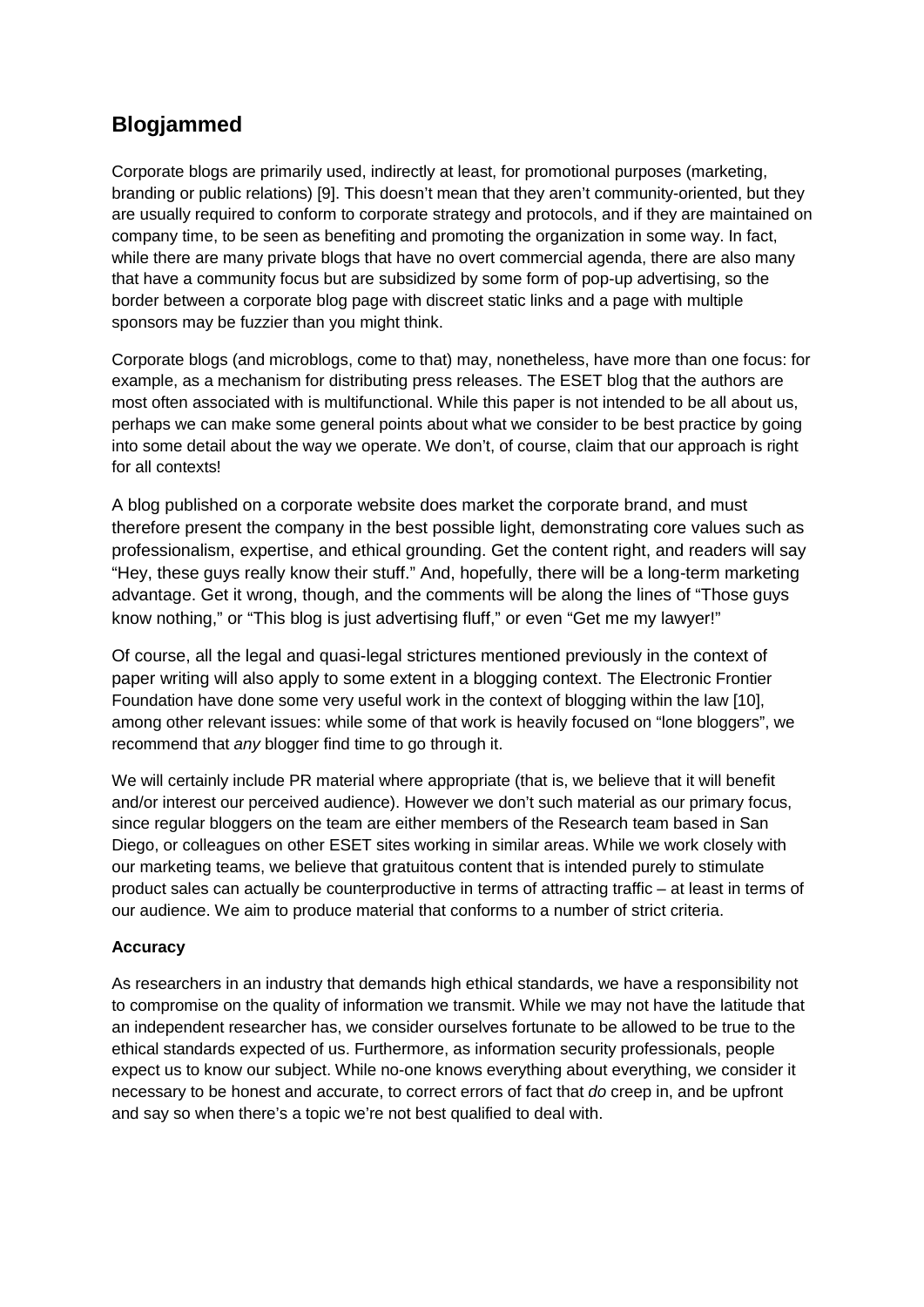## Blogjammed

Corporate blogs are primarily used, indirectly at least, for promotional purposes (marketing, branding or public relations) [9]. This doesn't mean that they aren't community-oriented, but they are usually required to conform to corporate strategy and protocols, and if they are maintained on company time, to be seen as benefiting and promoting the organization in some way. In fact, while there are many private blogs that have no overt commercial agenda, there are also many that have a community focus but are subsidized by some form of pop-up advertising, so the border between a corporate blog page with discreet static links and a page with multiple sponsors may be fuzzier than you might think.

Corporate blogs (and microblogs, come to that) may, nonetheless, have more than one focus: for example, as a mechanism for distributing press releases. The ESET blog that the authors are most often associated with is multifunctional. While this paper is not intended to be all about us, perhaps we can make some general points about what we consider to be best practice by going into some detail about the way we operate. We don't, of course, claim that our approach is right for all contexts!

A blog published on a corporate website does market the corporate brand, and must therefore present the company in the best possible light, demonstrating core values such as professionalism, expertise, and ethical grounding. Get the content right, and readers will say "Hey, these guys really know their stuff." And, hopefully, there will be a long-term marketing advantage. Get it wrong, though, and the comments will be along the lines of "Those guys know nothing," or "This blog is just advertising fluff," or even "Get me my lawyer!"

Of course, all the legal and quasi-legal strictures mentioned previously in the context of paper writing will also apply to some extent in a blogging context. The Electronic Frontier Foundation have done some very useful work in the context of blogging within the law [10], among other relevant issues: while some of that work is heavily focused on "lone bloggers", we recommend that *any* blogger find time to go through it.

We will certainly include PR material where appropriate (that is, we believe that it will benefit and/or interest our perceived audience). However we don't such material as our primary focus, since regular bloggers on the team are either members of the Research team based in San Diego, or colleagues on other ESET sites working in similar areas. While we work closely with our marketing teams, we believe that gratuitous content that is intended purely to stimulate product sales can actually be counterproductive in terms of attracting traffic – at least in terms of our audience. We aim to produce material that conforms to a number of strict criteria.

### Accuracy

As researchers in an industry that demands high ethical standards, we have a responsibility not to compromise on the quality of information we transmit. While we may not have the latitude that an independent researcher has, we consider ourselves fortunate to be allowed to be true to the ethical standards expected of us. Furthermore, as information security professionals, people expect us to know our subject. While no-one knows everything about everything, we consider it necessary to be honest and accurate, to correct errors of fact that *do* creep in, and be upfront and say so when there's a topic we're not best qualified to deal with.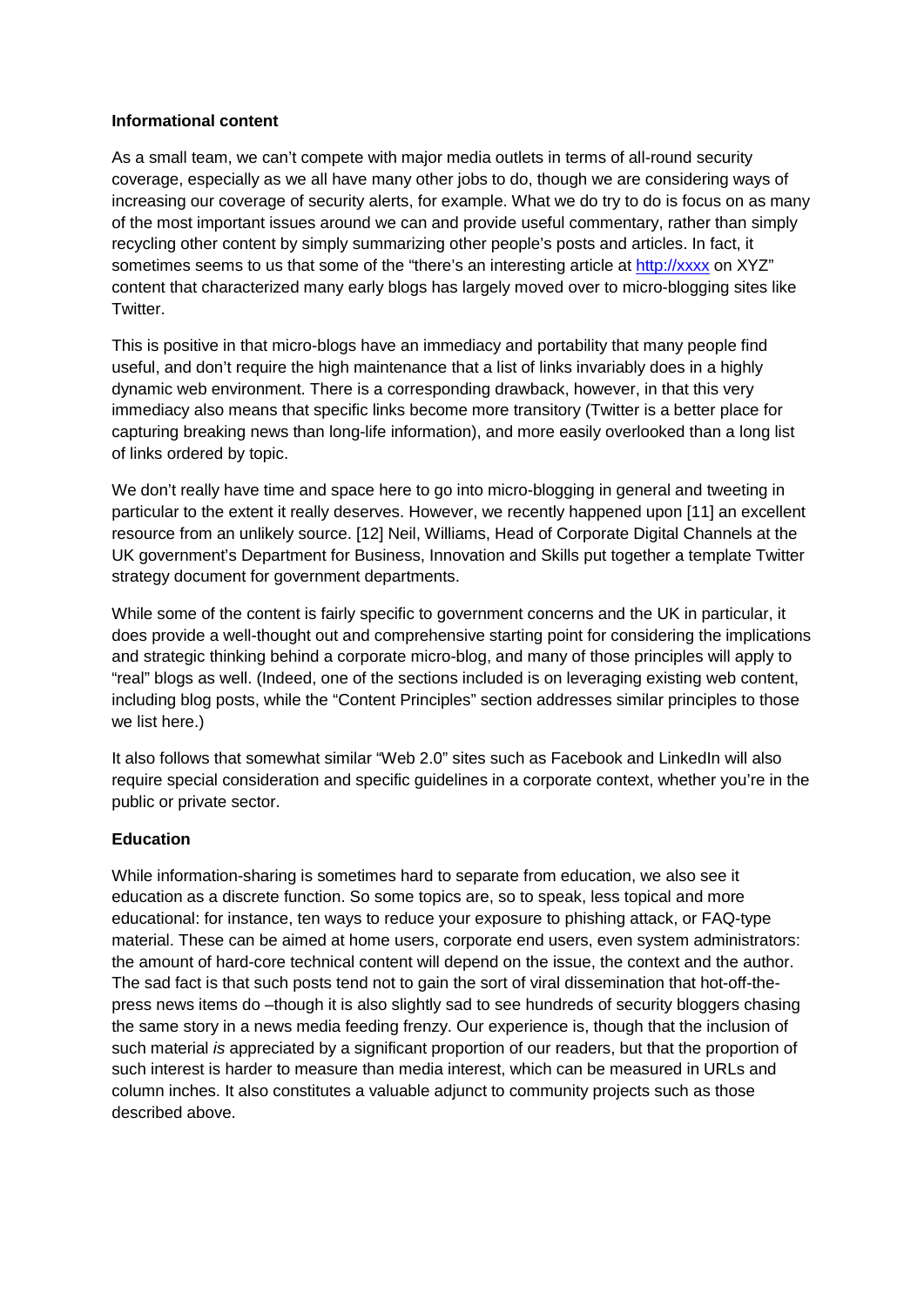**Informational content**

As a small team, we can't compete with major media outlets in terms of all-round security coverage, especially as we all have many other jobs to do, though we are considering ways of increasing our coverage of security alerts, for example. What we do try to do is focus on as many of the most important issues around we can and provide useful commentary, rather than simply recycling other content by simply summarizing other people's posts and articles. In fact, it sometimes seems to us that some of the "there's an interesting article at http://xxxx on XYZ" content that characterized many early blogs has largely moved over to micro-blogging sites like Twitter.

This is positive in that micro-blogs have an immediacy and portability that many people find useful, and don't require the high maintenance that a list of links invariably does in a highly dynamic web environment. There is a corresponding drawback, however, in that this very immediacy also means that specific links become more transitory (Twitter is a better place for capturing breaking news than long-life information), and more easily overlooked than a long list of links ordered by topic.

We don't really have time and space here to go into micro-blogging in general and tweeting in particular to the extent it really deserves. However, we recently happened upon [11] an excellent resource from an unlikely source. [12] Neil, Williams, Head of Corporate Digital Channels at the UK government's Department for Business, Innovation and Skills put together a template Twitter strategy document for government departments.

While some of the content is fairly specific to government concerns and the UK in particular, it does provide a well-thought out and comprehensive starting point for considering the implications and strategic thinking behind a corporate micro-blog, and many of those principles will apply to "real" blogs as well. (Indeed, one of the sections included is on leveraging existing web content, including blog posts, while the "Content Principles" section addresses similar principles to those we list here.)

It also follows that somewhat similar "Web 2.0" sites such as Facebook and LinkedIn will also require special consideration and specific guidelines in a corporate context, whether you're in the public or private sector.

**Education**

While information-sharing is sometimes hard to separate from education, we also see it education as a discrete function. So some topics are, so to speak, less topical and more educational: for instance, ten ways to reduce your exposure to phishing attack, or FAQ-type material. These can be aimed at home users, corporate end users, even system administrators: the amount of hard-core technical content will depend on the issue, the context and the author. The sad fact is that such posts tend not to gain the sort of viral dissemination that hot-off-the-press news items do –though it is also slightly sad to see hundreds of security bloggers chasing the same story in a news media feeding frenzy. Our experience is, though that the inclusion of such material *is* appreciated by a significant proportion of our readers, but that the proportion of such interest is harder to measure than media interest, which can be measured in URLs and column inches. It also constitutes a valuable adjunct to community projects such as those described above.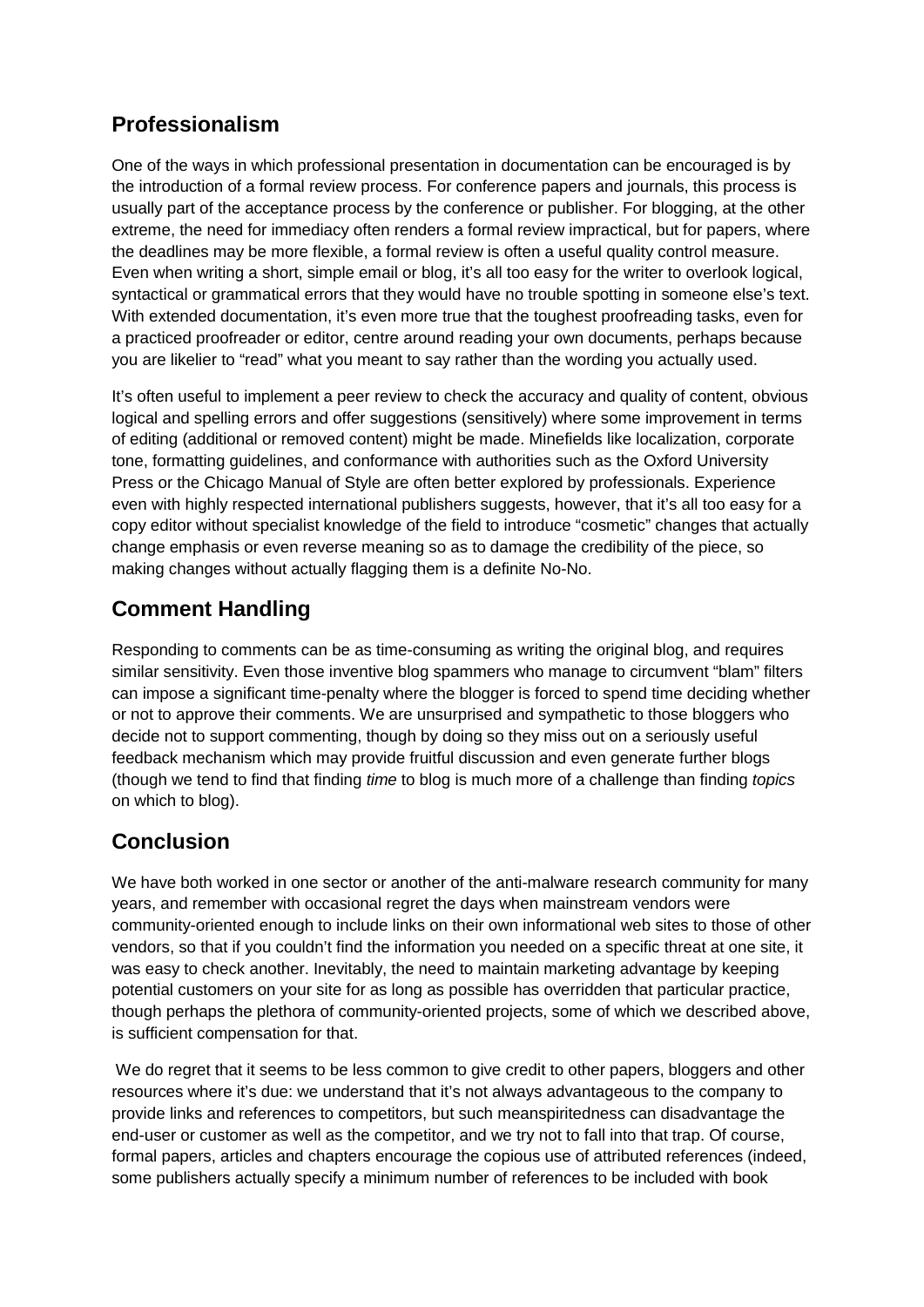## Professionalism

One of the ways in which professional presentation in documentation can be encouraged is by the introduction of a formal review process. For conference papers and journals, this process is usually part of the acceptance process by the conference or publisher. For blogging, at the other extreme, the need for immediacy often renders a formal review impractical, but for papers, where the deadlines may be more flexible, a formal review is often a useful quality control measure. Even when writing a short, simple email or blog, it's all too easy for the writer to overlook logical, syntactical or grammatical errors that they would have no trouble spotting in someone else's text. With extended documentation, it's even more true that the toughest proofreading tasks, even for a practiced proofreader or editor, centre around reading your own documents, perhaps because you are likelier to "read" what you meant to say rather than the wording you actually used.

It's often useful to implement a peer review to check the accuracy and quality of content, obvious logical and spelling errors and offer suggestions (sensitively) where some improvement in terms of editing (additional or removed content) might be made. Minefields like localization, corporate tone, formatting guidelines, and conformance with authorities such as the Oxford University Press or the Chicago Manual of Style are often better explored by professionals. Experience even with highly respected international publishers suggests, however, that it's all too easy for a copy editor without specialist knowledge of the field to introduce "cosmetic" changes that actually change emphasis or even reverse meaning so as to damage the credibility of the piece, so making changes without actually flagging them is a definite No-No.

## Comment Handling

Responding to comments can be as time-consuming as writing the original blog, and requires similar sensitivity. Even those inventive blog spammers who manage to circumvent "blam" filters can impose a significant time-penalty where the blogger is forced to spend time deciding whether or not to approve their comments. We are unsurprised and sympathetic to those bloggers who decide not to support commenting, though by doing so they miss out on a seriously useful feedback mechanism which may provide fruitful discussion and even generate further blogs (though we tend to find that finding *time* to blog is much more of a challenge than finding *topics* on which to blog).

## Conclusion

We have both worked in one sector or another of the anti-malware research community for many years, and remember with occasional regret the days when mainstream vendors were community-oriented enough to include links on their own informational web sites to those of other vendors, so that if you couldn't find the information you needed on a specific threat at one site, it was easy to check another. Inevitably, the need to maintain marketing advantage by keeping potential customers on your site for as long as possible has overridden that particular practice, though perhaps the plethora of community-oriented projects, some of which we described above, is sufficient compensation for that.

We do regret that it seems to be less common to give credit to other papers, bloggers and other resources where it's due: we understand that it's not always advantageous to the company to provide links and references to competitors, but such meanspiritedness can disadvantage the end-user or customer as well as the competitor, and we try not to fall into that trap. Of course, formal papers, articles and chapters encourage the copious use of attributed references (indeed, some publishers actually specify a minimum number of references to be included with book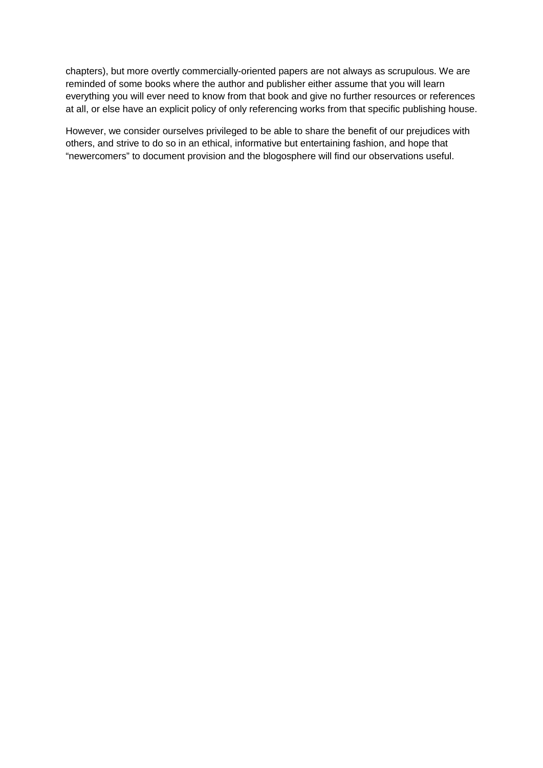chapters), but more overtly commercially-oriented papers are not always as scrupulous. We are reminded of some books where the author and publisher either assume that you will learn everything you will ever need to know from that book and give no further resources or references at all, or else have an explicit policy of only referencing works from that specific publishing house.

However, we consider ourselves privileged to be able to share the benefit of our prejudices with others, and strive to do so in an ethical, informative but entertaining fashion, and hope that "newercomers" to document provision and the blogosphere will find our observations useful.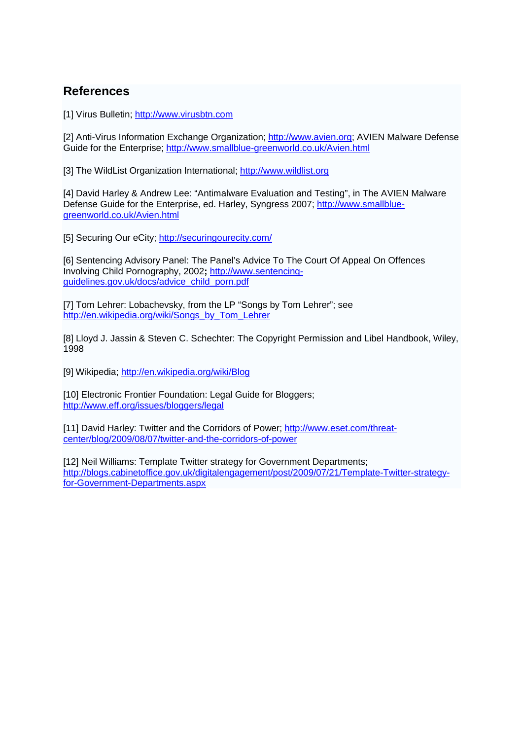## References

[1] Virus Bulletin; http://www.virusbtn.com

[2] Anti-Virus Information Exchange Organization; http://www.avien.org; AVIEN Malware Defense Guide for the Enterprise; http://www.smallblue-greenworld.co.uk/Avien.html

[3] The WildList Organization International; http://www.wildlist.org

[4] David Harley & Andrew Lee: "Antimalware Evaluation and Testing", in The AVIEN Malware Defense Guide for the Enterprise, ed. Harley, Syngress 2007; http://www.smallblue-greenworld.co.uk/Avien.html

[5] Securing Our eCity; http://securingourecity.com/

[6] Sentencing Advisory Panel: The Panel's Advice To The Court Of Appeal On Offences Involving Child Pornography, 2002**;** http://www.sentencing-guidelines.gov.uk/docs/advice_child_porn.pdf

[7] Tom Lehrer: Lobachevsky, from the LP "Songs by Tom Lehrer"; see http://en.wikipedia.org/wiki/Songs_by_Tom_Lehrer

[8] Lloyd J. Jassin & Steven C. Schechter: The Copyright Permission and Libel Handbook, Wiley, 1998

[9] Wikipedia; http://en.wikipedia.org/wiki/Blog

[10] Electronic Frontier Foundation: Legal Guide for Bloggers; http://www.eff.org/issues/bloggers/legal

[11] David Harley: Twitter and the Corridors of Power; http://www.eset.com/threat-center/blog/2009/08/07/twitter-and-the-corridors-of-power

[12] Neil Williams: Template Twitter strategy for Government Departments; http://blogs.cabinetoffice.gov.uk/digitalengagement/post/2009/07/21/Template-Twitter-strategy-for-Government-Departments.aspx